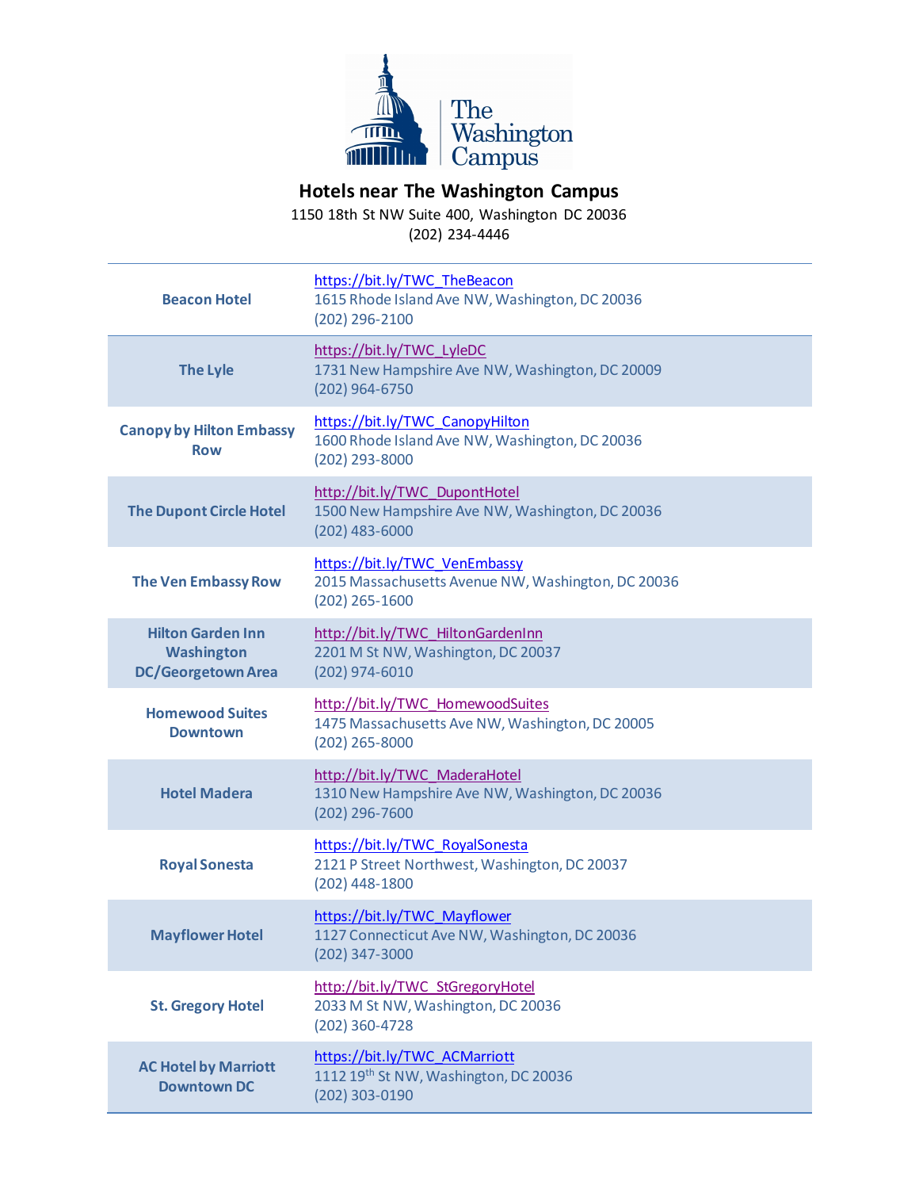The Washington Campus

# Hotels near The Washington Campus

1150 18th St NW Suite 400, Washington DC 20036
(202) 234-4446

| Hotel | Details |
|---|---|
| **Beacon Hotel** | https://bit.ly/TWC_TheBeacon<br>1615 Rhode Island Ave NW, Washington, DC 20036<br>(202) 296-2100 |
| **The Lyle** | https://bit.ly/TWC_LyleDC<br>1731 New Hampshire Ave NW, Washington, DC 20009<br>(202) 964-6750 |
| **Canopy by Hilton Embassy Row** | https://bit.ly/TWC_CanopyHilton<br>1600 Rhode Island Ave NW, Washington, DC 20036<br>(202) 293-8000 |
| **The Dupont Circle Hotel** | http://bit.ly/TWC_DupontHotel<br>1500 New Hampshire Ave NW, Washington, DC 20036<br>(202) 483-6000 |
| **The Ven Embassy Row** | https://bit.ly/TWC_VenEmbassy<br>2015 Massachusetts Avenue NW, Washington, DC 20036<br>(202) 265-1600 |
| **Hilton Garden Inn Washington DC/Georgetown Area** | http://bit.ly/TWC_HiltonGardenInn<br>2201 M St NW, Washington, DC 20037<br>(202) 974-6010 |
| **Homewood Suites Downtown** | http://bit.ly/TWC_HomewoodSuites<br>1475 Massachusetts Ave NW, Washington, DC 20005<br>(202) 265-8000 |
| **Hotel Madera** | http://bit.ly/TWC_MaderaHotel<br>1310 New Hampshire Ave NW, Washington, DC 20036<br>(202) 296-7600 |
| **Royal Sonesta** | https://bit.ly/TWC_RoyalSonesta<br>2121 P Street Northwest, Washington, DC 20037<br>(202) 448-1800 |
| **Mayflower Hotel** | https://bit.ly/TWC_Mayflower<br>1127 Connecticut Ave NW, Washington, DC 20036<br>(202) 347-3000 |
| **St. Gregory Hotel** | http://bit.ly/TWC_StGregoryHotel<br>2033 M St NW, Washington, DC 20036<br>(202) 360-4728 |
| **AC Hotel by Marriott Downtown DC** | https://bit.ly/TWC_ACMarriott<br>1112 19th St NW, Washington, DC 20036<br>(202) 303-0190 |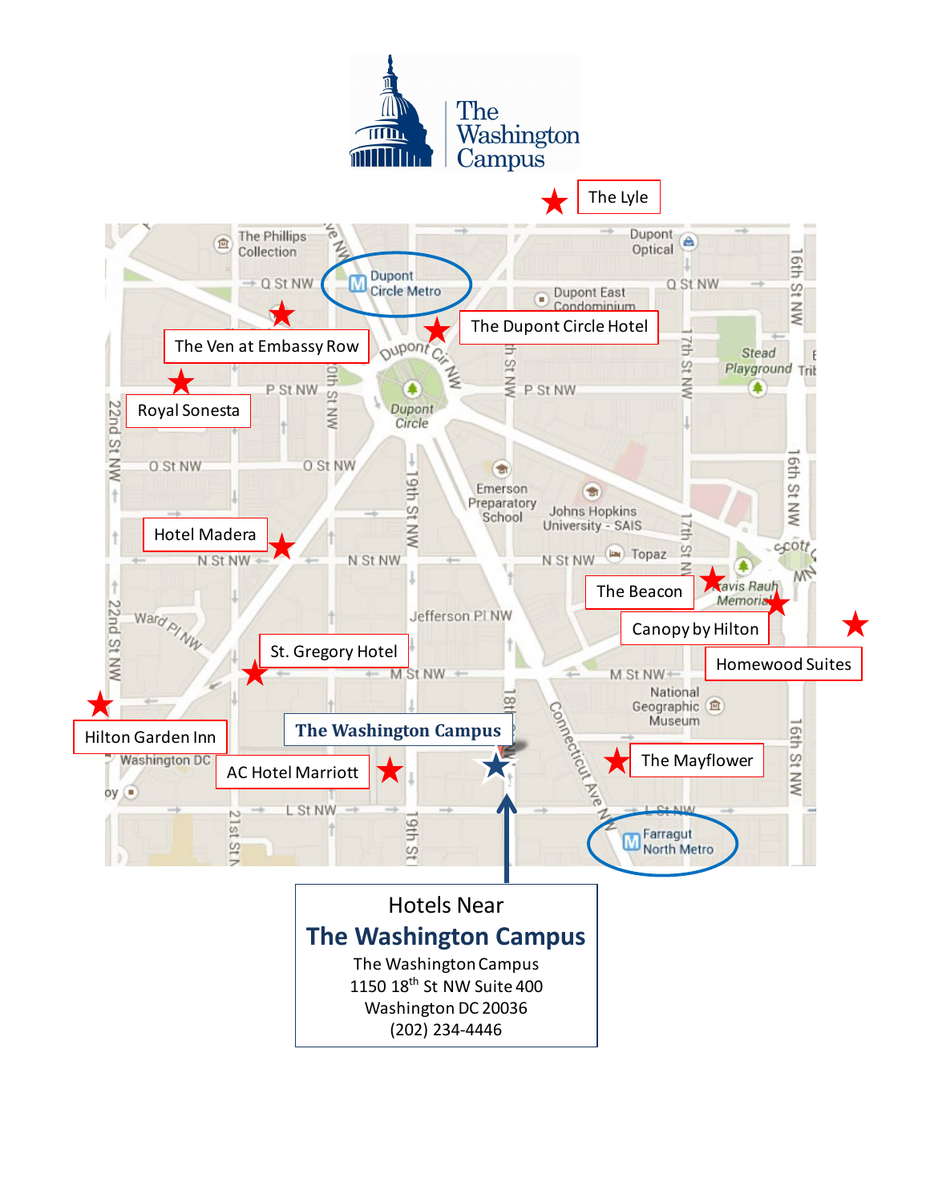The Washington Campus

The Lyle

The Ven at Embassy Row

The Dupont Circle Hotel

Royal Sonesta

Hotel Madera

The Beacon

Canopy by Hilton

Homewood Suites

St. Gregory Hotel

Hilton Garden Inn

**The Washington Campus**

AC Hotel Marriott

The Mayflower

Dupont Circle Metro

Farragut North Metro

Hotels Near

**The Washington Campus**

The Washington Campus
1150 18th St NW Suite 400
Washington DC 20036
(202) 234-4446